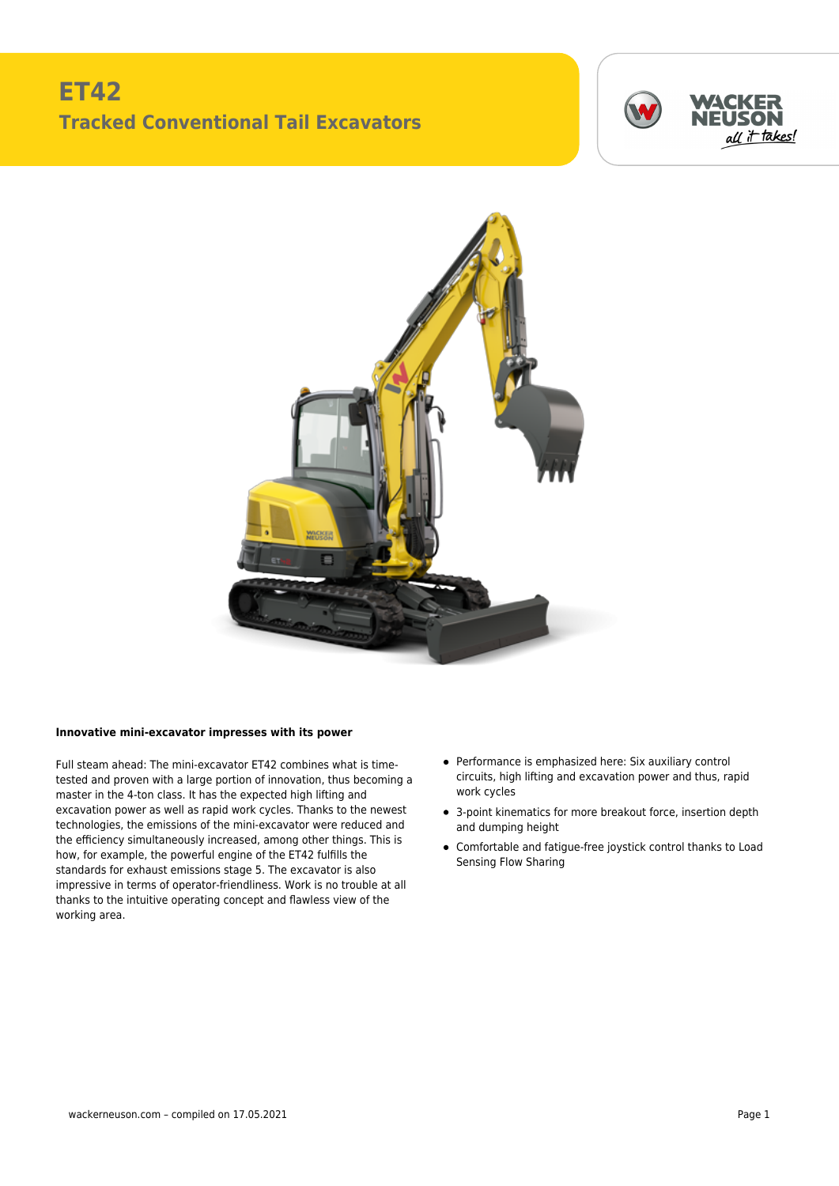# ET42

## Tracked Conventional Tail Excavators

**Innovative mini-excavator impresses with its power**

Full steam ahead: The mini-excavator ET42 combines what is time-tested and proven with a large portion of innovation, thus becoming a master in the 4-ton class. It has the expected high lifting and excavation power as well as rapid work cycles. Thanks to the newest technologies, the emissions of the mini-excavator were reduced and the efficiency simultaneously increased, among other things. This is how, for example, the powerful engine of the ET42 fulfills the standards for exhaust emissions stage 5. The excavator is also impressive in terms of operator-friendliness. Work is no trouble at all thanks to the intuitive operating concept and flawless view of the working area.

- Performance is emphasized here: Six auxiliary control circuits, high lifting and excavation power and thus, rapid work cycles
- 3-point kinematics for more breakout force, insertion depth and dumping height
- Comfortable and fatigue-free joystick control thanks to Load Sensing Flow Sharing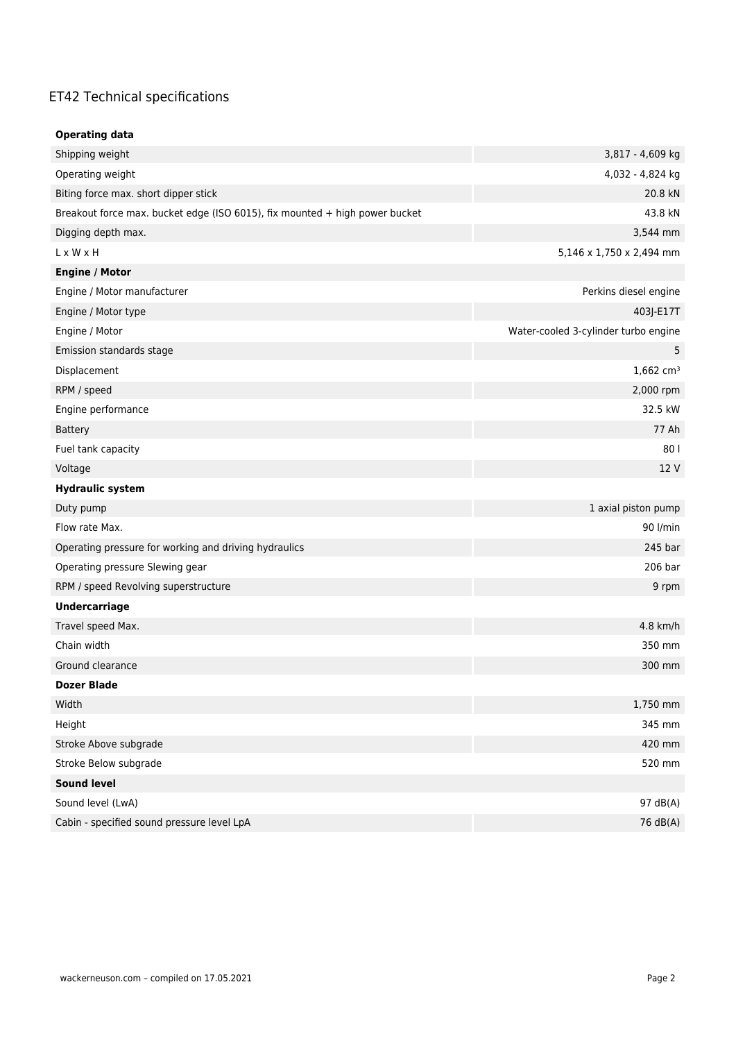## ET42 Technical specifications

| **Operating data** | |
|---|---|
| Shipping weight | 3,817 - 4,609 kg |
| Operating weight | 4,032 - 4,824 kg |
| Biting force max. short dipper stick | 20.8 kN |
| Breakout force max. bucket edge (ISO 6015), fix mounted + high power bucket | 43.8 kN |
| Digging depth max. | 3,544 mm |
| L x W x H | 5,146 x 1,750 x 2,494 mm |
| **Engine / Motor** | |
| Engine / Motor manufacturer | Perkins diesel engine |
| Engine / Motor type | 403J-E17T |
| Engine / Motor | Water-cooled 3-cylinder turbo engine |
| Emission standards stage | 5 |
| Displacement | 1,662 cm³ |
| RPM / speed | 2,000 rpm |
| Engine performance | 32.5 kW |
| Battery | 77 Ah |
| Fuel tank capacity | 80 l |
| Voltage | 12 V |
| **Hydraulic system** | |
| Duty pump | 1 axial piston pump |
| Flow rate Max. | 90 l/min |
| Operating pressure for working and driving hydraulics | 245 bar |
| Operating pressure Slewing gear | 206 bar |
| RPM / speed Revolving superstructure | 9 rpm |
| **Undercarriage** | |
| Travel speed Max. | 4.8 km/h |
| Chain width | 350 mm |
| Ground clearance | 300 mm |
| **Dozer Blade** | |
| Width | 1,750 mm |
| Height | 345 mm |
| Stroke Above subgrade | 420 mm |
| Stroke Below subgrade | 520 mm |
| **Sound level** | |
| Sound level (LwA) | 97 dB(A) |
| Cabin - specified sound pressure level LpA | 76 dB(A) |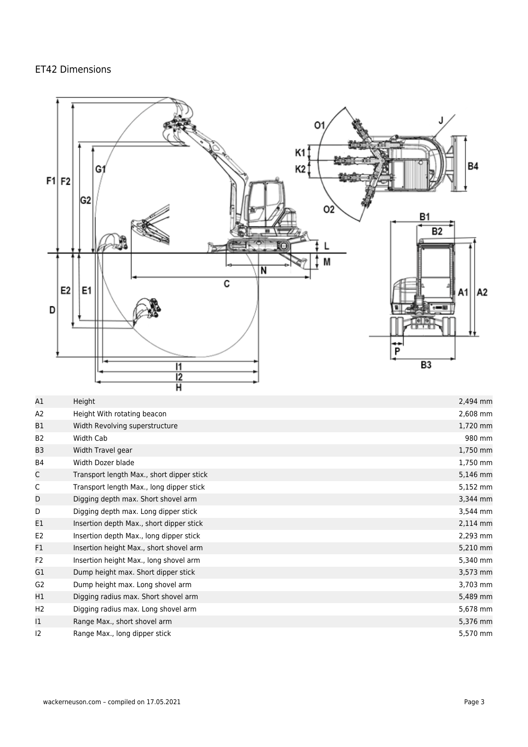ET42 Dimensions

| | | |
|---|---|---|
| A1 | Height | 2,494 mm |
| A2 | Height With rotating beacon | 2,608 mm |
| B1 | Width Revolving superstructure | 1,720 mm |
| B2 | Width Cab | 980 mm |
| B3 | Width Travel gear | 1,750 mm |
| B4 | Width Dozer blade | 1,750 mm |
| C | Transport length Max., short dipper stick | 5,146 mm |
| C | Transport length Max., long dipper stick | 5,152 mm |
| D | Digging depth max. Short shovel arm | 3,344 mm |
| D | Digging depth max. Long dipper stick | 3,544 mm |
| E1 | Insertion depth Max., short dipper stick | 2,114 mm |
| E2 | Insertion depth Max., long dipper stick | 2,293 mm |
| F1 | Insertion height Max., short shovel arm | 5,210 mm |
| F2 | Insertion height Max., long shovel arm | 5,340 mm |
| G1 | Dump height max. Short dipper stick | 3,573 mm |
| G2 | Dump height max. Long shovel arm | 3,703 mm |
| H1 | Digging radius max. Short shovel arm | 5,489 mm |
| H2 | Digging radius max. Long shovel arm | 5,678 mm |
| I1 | Range Max., short shovel arm | 5,376 mm |
| I2 | Range Max., long dipper stick | 5,570 mm |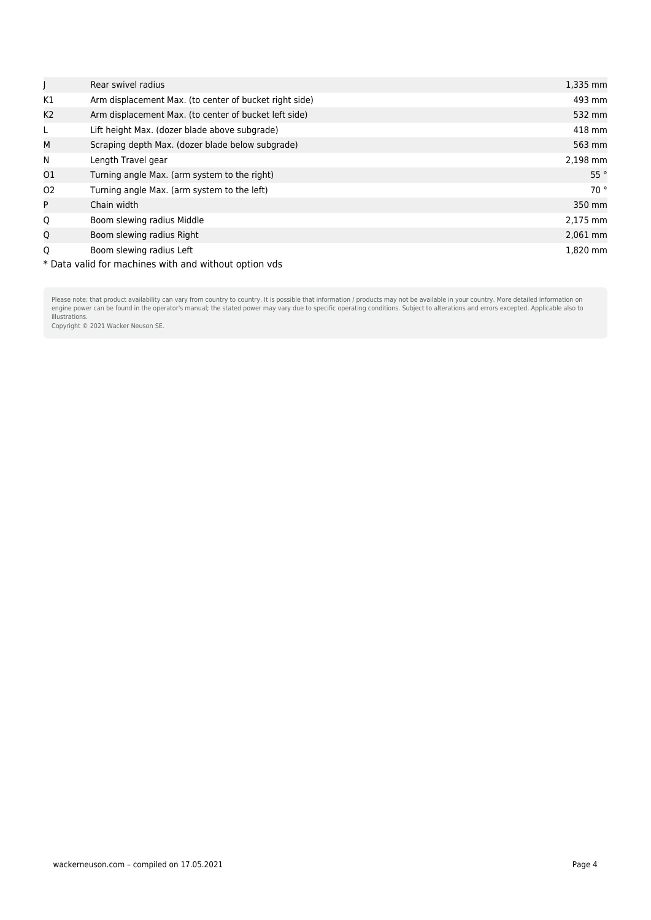| | | |
|---|---|---|
| J | Rear swivel radius | 1,335 mm |
| K1 | Arm displacement Max. (to center of bucket right side) | 493 mm |
| K2 | Arm displacement Max. (to center of bucket left side) | 532 mm |
| L | Lift height Max. (dozer blade above subgrade) | 418 mm |
| M | Scraping depth Max. (dozer blade below subgrade) | 563 mm |
| N | Length Travel gear | 2,198 mm |
| O1 | Turning angle Max. (arm system to the right) | 55 ° |
| O2 | Turning angle Max. (arm system to the left) | 70 ° |
| P | Chain width | 350 mm |
| Q | Boom slewing radius Middle | 2,175 mm |
| Q | Boom slewing radius Right | 2,061 mm |
| Q | Boom slewing radius Left | 1,820 mm |

* Data valid for machines with and without option vds

Please note: that product availability can vary from country to country. It is possible that information / products may not be available in your country. More detailed information on engine power can be found in the operator's manual; the stated power may vary due to specific operating conditions. Subject to alterations and errors excepted. Applicable also to illustrations.
Copyright © 2021 Wacker Neuson SE.

wackerneuson.com – compiled on 17.05.2021